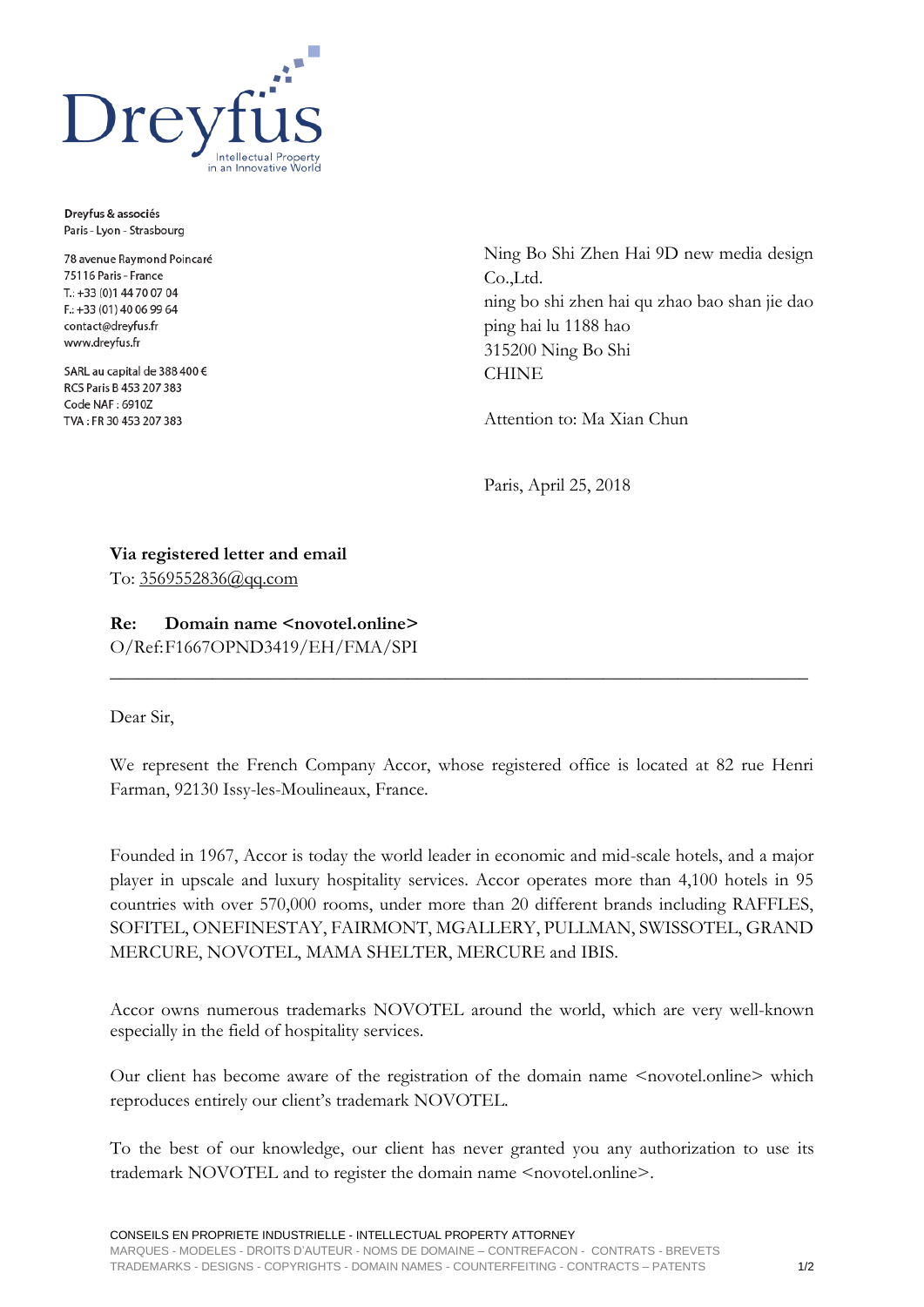Dreyfus

Intellectual Property in an Innovative World

**Dreyfus & associés**
Paris - Lyon - Strasbourg

78 avenue Raymond Poincaré
75116 Paris - France
T.: +33 (0)1 44 70 07 04
F.: +33 (01) 40 06 99 64
contact@dreyfus.fr
www.dreyfus.fr

SARL au capital de 388 400 €
RCS Paris B 453 207 383
Code NAF : 6910Z
TVA : FR 30 453 207 383

Ning Bo Shi Zhen Hai 9D new media design Co.,Ltd.
ning bo shi zhen hai qu zhao bao shan jie dao ping hai lu 1188 hao
315200 Ning Bo Shi
CHINE

Attention to: Ma Xian Chun

Paris, April 25, 2018

**Via registered letter and email**
To: 3569552836@qq.com

**Re: Domain name <novotel.online>**
O/Ref:F1667OPND3419/EH/FMA/SPI

---

Dear Sir,

We represent the French Company Accor, whose registered office is located at 82 rue Henri Farman, 92130 Issy-les-Moulineaux, France.

Founded in 1967, Accor is today the world leader in economic and mid-scale hotels, and a major player in upscale and luxury hospitality services. Accor operates more than 4,100 hotels in 95 countries with over 570,000 rooms, under more than 20 different brands including RAFFLES, SOFITEL, ONEFINESTAY, FAIRMONT, MGALLERY, PULLMAN, SWISSOTEL, GRAND MERCURE, NOVOTEL, MAMA SHELTER, MERCURE and IBIS.

Accor owns numerous trademarks NOVOTEL around the world, which are very well-known especially in the field of hospitality services.

Our client has become aware of the registration of the domain name <novotel.online> which reproduces entirely our client's trademark NOVOTEL.

To the best of our knowledge, our client has never granted you any authorization to use its trademark NOVOTEL and to register the domain name <novotel.online>.

CONSEILS EN PROPRIETE INDUSTRIELLE - INTELLECTUAL PROPERTY ATTORNEY
MARQUES - MODELES - DROITS D'AUTEUR - NOMS DE DOMAINE – CONTREFACON - CONTRATS - BREVETS
TRADEMARKS - DESIGNS - COPYRIGHTS - DOMAIN NAMES - COUNTERFEITING - CONTRACTS – PATENTS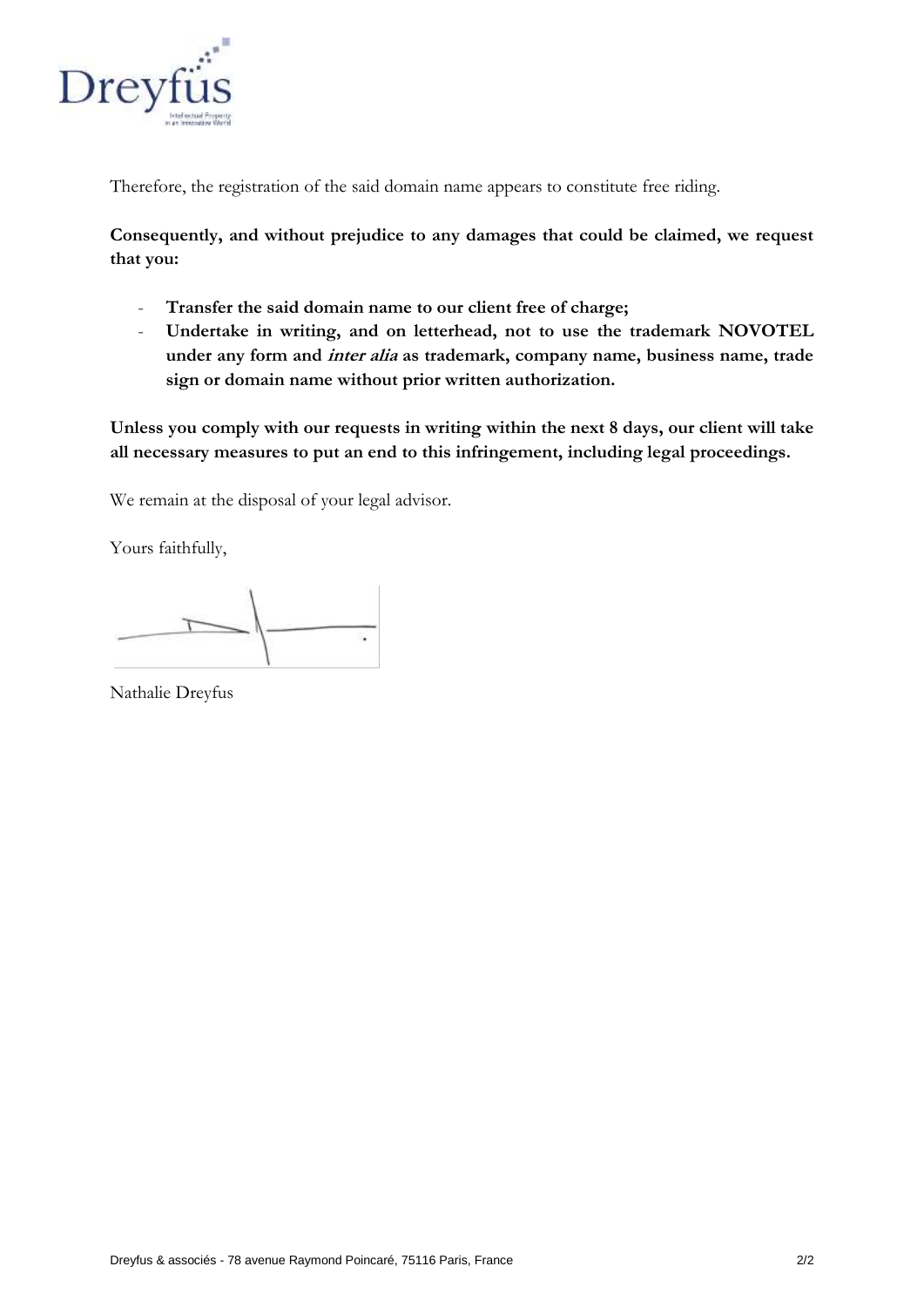Therefore, the registration of the said domain name appears to constitute free riding.

**Consequently, and without prejudice to any damages that could be claimed, we request that you:**

- **Transfer the said domain name to our client free of charge;**
- **Undertake in writing, and on letterhead, not to use the trademark NOVOTEL under any form and *inter alia* as trademark, company name, business name, trade sign or domain name without prior written authorization.**

**Unless you comply with our requests in writing within the next 8 days, our client will take all necessary measures to put an end to this infringement, including legal proceedings.**

We remain at the disposal of your legal advisor.

Yours faithfully,

Nathalie Dreyfus